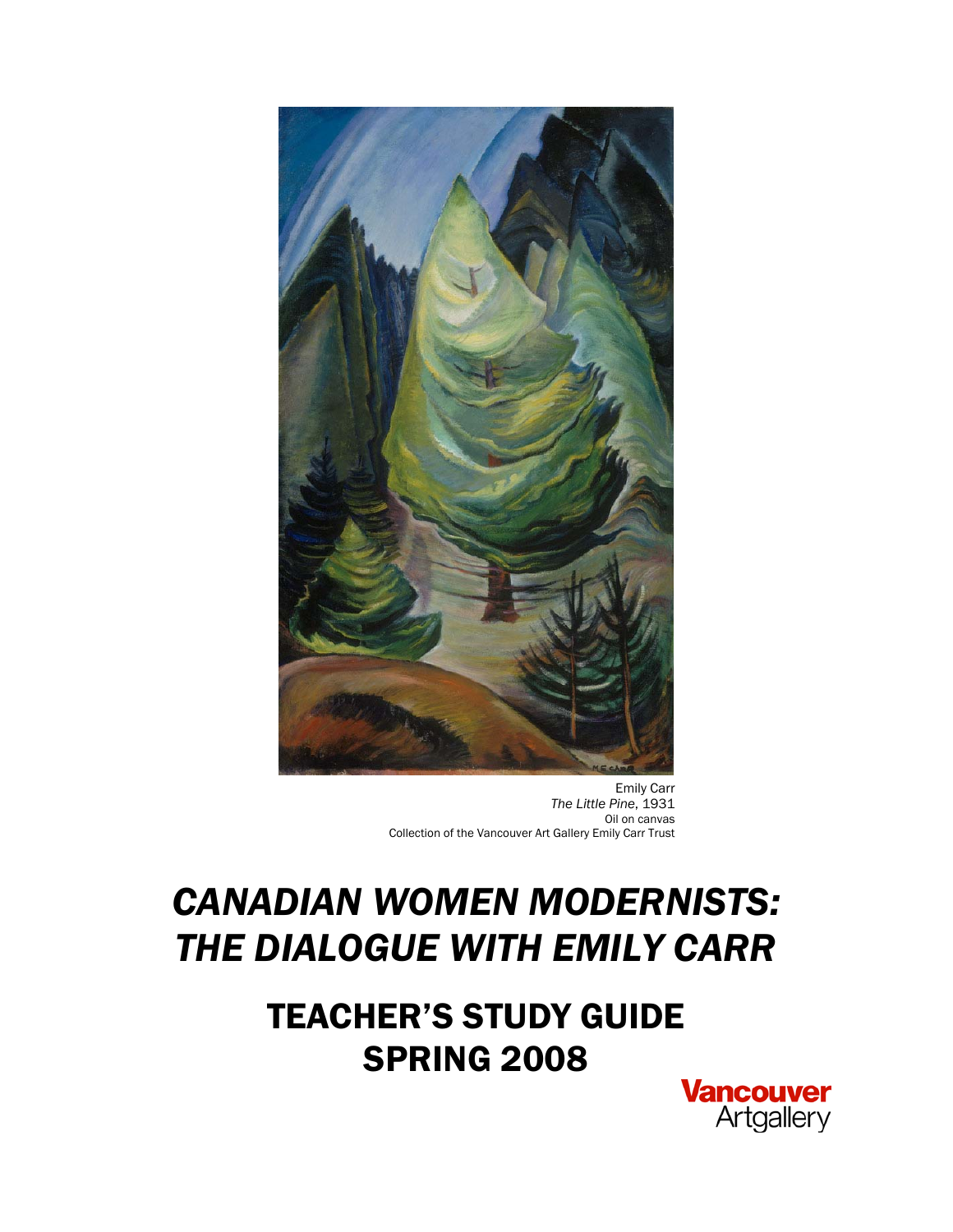Emily Carr
*The Little Pine*, 1931
Oil on canvas
Collection of the Vancouver Art Gallery Emily Carr Trust

# *CANADIAN WOMEN MODERNISTS: THE DIALOGUE WITH EMILY CARR*

## TEACHER'S STUDY GUIDE
## SPRING 2008

Vancouver Artgallery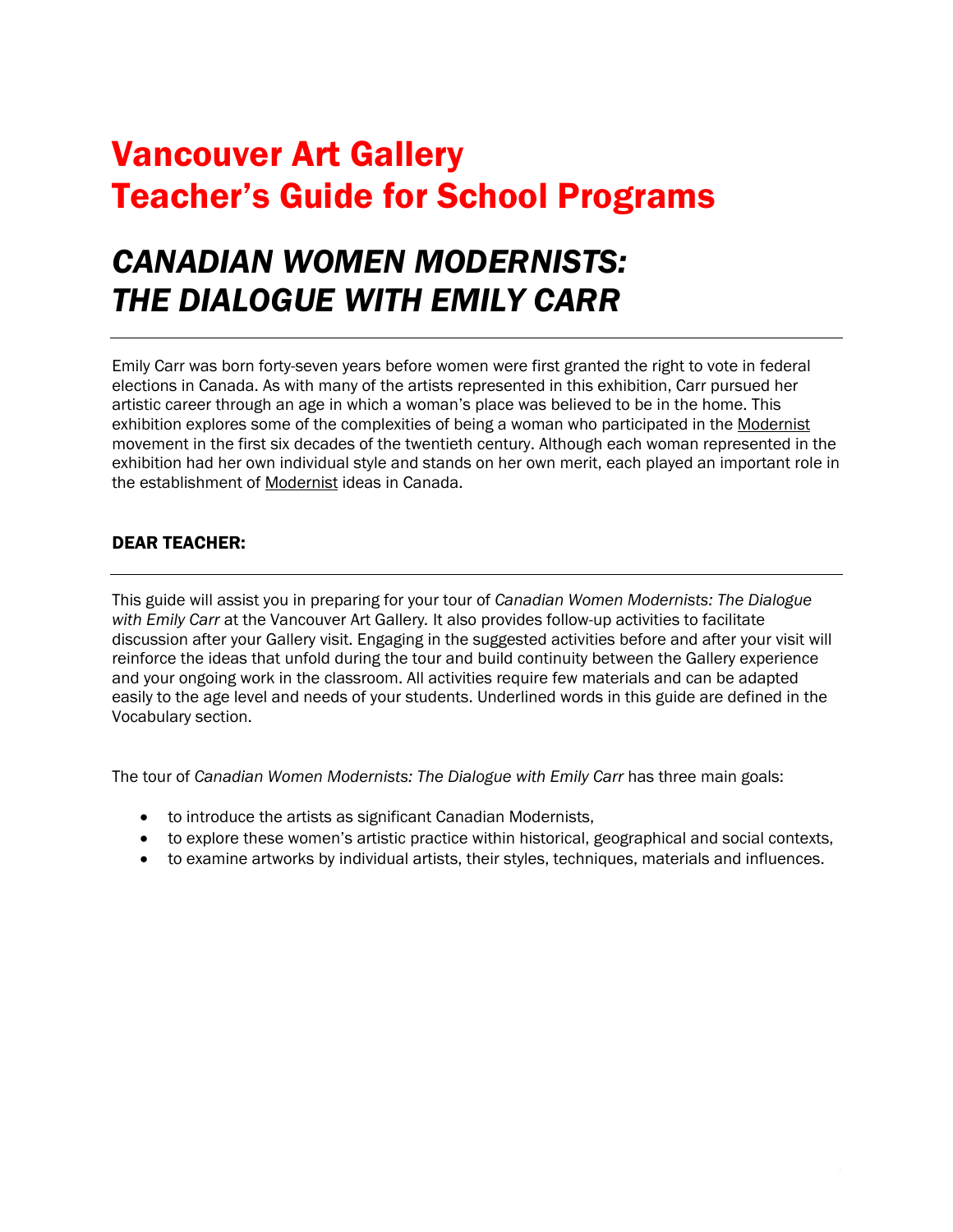# Vancouver Art Gallery
# Teacher's Guide for School Programs

## *CANADIAN WOMEN MODERNISTS: THE DIALOGUE WITH EMILY CARR*

---

Emily Carr was born forty-seven years before women were first granted the right to vote in federal elections in Canada. As with many of the artists represented in this exhibition, Carr pursued her artistic career through an age in which a woman's place was believed to be in the home. This exhibition explores some of the complexities of being a woman who participated in the Modernist movement in the first six decades of the twentieth century. Although each woman represented in the exhibition had her own individual style and stands on her own merit, each played an important role in the establishment of Modernist ideas in Canada.

### DEAR TEACHER:

---

This guide will assist you in preparing for your tour of *Canadian Women Modernists: The Dialogue with Emily Carr* at the Vancouver Art Gallery. It also provides follow-up activities to facilitate discussion after your Gallery visit. Engaging in the suggested activities before and after your visit will reinforce the ideas that unfold during the tour and build continuity between the Gallery experience and your ongoing work in the classroom. All activities require few materials and can be adapted easily to the age level and needs of your students. Underlined words in this guide are defined in the Vocabulary section.

The tour of *Canadian Women Modernists: The Dialogue with Emily Carr* has three main goals:

- to introduce the artists as significant Canadian Modernists,
- to explore these women's artistic practice within historical, geographical and social contexts,
- to examine artworks by individual artists, their styles, techniques, materials and influences.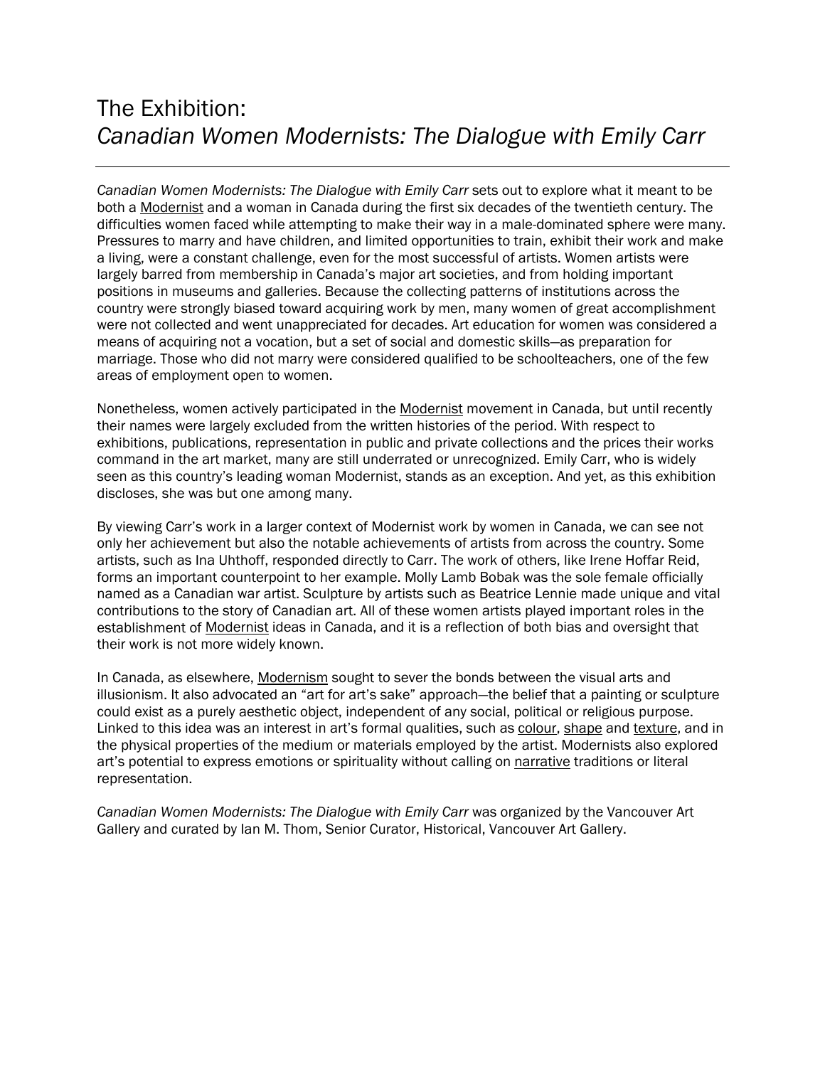# The Exhibition: *Canadian Women Modernists: The Dialogue with Emily Carr*

*Canadian Women Modernists: The Dialogue with Emily Carr* sets out to explore what it meant to be both a Modernist and a woman in Canada during the first six decades of the twentieth century. The difficulties women faced while attempting to make their way in a male-dominated sphere were many. Pressures to marry and have children, and limited opportunities to train, exhibit their work and make a living, were a constant challenge, even for the most successful of artists. Women artists were largely barred from membership in Canada's major art societies, and from holding important positions in museums and galleries. Because the collecting patterns of institutions across the country were strongly biased toward acquiring work by men, many women of great accomplishment were not collected and went unappreciated for decades. Art education for women was considered a means of acquiring not a vocation, but a set of social and domestic skills—as preparation for marriage. Those who did not marry were considered qualified to be schoolteachers, one of the few areas of employment open to women.

Nonetheless, women actively participated in the Modernist movement in Canada, but until recently their names were largely excluded from the written histories of the period. With respect to exhibitions, publications, representation in public and private collections and the prices their works command in the art market, many are still underrated or unrecognized. Emily Carr, who is widely seen as this country's leading woman Modernist, stands as an exception. And yet, as this exhibition discloses, she was but one among many.

By viewing Carr's work in a larger context of Modernist work by women in Canada, we can see not only her achievement but also the notable achievements of artists from across the country. Some artists, such as Ina Uhthoff, responded directly to Carr. The work of others, like Irene Hoffar Reid, forms an important counterpoint to her example. Molly Lamb Bobak was the sole female officially named as a Canadian war artist. Sculpture by artists such as Beatrice Lennie made unique and vital contributions to the story of Canadian art. All of these women artists played important roles in the establishment of Modernist ideas in Canada, and it is a reflection of both bias and oversight that their work is not more widely known.

In Canada, as elsewhere, Modernism sought to sever the bonds between the visual arts and illusionism. It also advocated an "art for art's sake" approach—the belief that a painting or sculpture could exist as a purely aesthetic object, independent of any social, political or religious purpose. Linked to this idea was an interest in art's formal qualities, such as colour, shape and texture, and in the physical properties of the medium or materials employed by the artist. Modernists also explored art's potential to express emotions or spirituality without calling on narrative traditions or literal representation.

*Canadian Women Modernists: The Dialogue with Emily Carr* was organized by the Vancouver Art Gallery and curated by Ian M. Thom, Senior Curator, Historical, Vancouver Art Gallery.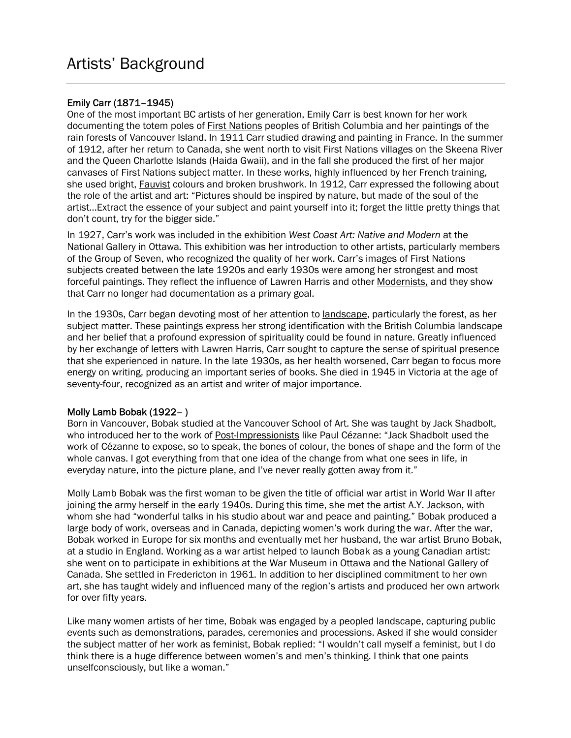# Artists' Background

### Emily Carr (1871–1945)

One of the most important BC artists of her generation, Emily Carr is best known for her work documenting the totem poles of First Nations peoples of British Columbia and her paintings of the rain forests of Vancouver Island. In 1911 Carr studied drawing and painting in France. In the summer of 1912, after her return to Canada, she went north to visit First Nations villages on the Skeena River and the Queen Charlotte Islands (Haida Gwaii), and in the fall she produced the first of her major canvases of First Nations subject matter. In these works, highly influenced by her French training, she used bright, Fauvist colours and broken brushwork. In 1912, Carr expressed the following about the role of the artist and art: "Pictures should be inspired by nature, but made of the soul of the artist…Extract the essence of your subject and paint yourself into it; forget the little pretty things that don't count, try for the bigger side."

In 1927, Carr's work was included in the exhibition *West Coast Art: Native and Modern* at the National Gallery in Ottawa. This exhibition was her introduction to other artists, particularly members of the Group of Seven, who recognized the quality of her work. Carr's images of First Nations subjects created between the late 1920s and early 1930s were among her strongest and most forceful paintings. They reflect the influence of Lawren Harris and other Modernists, and they show that Carr no longer had documentation as a primary goal.

In the 1930s, Carr began devoting most of her attention to landscape, particularly the forest, as her subject matter. These paintings express her strong identification with the British Columbia landscape and her belief that a profound expression of spirituality could be found in nature. Greatly influenced by her exchange of letters with Lawren Harris, Carr sought to capture the sense of spiritual presence that she experienced in nature. In the late 1930s, as her health worsened, Carr began to focus more energy on writing, producing an important series of books. She died in 1945 in Victoria at the age of seventy-four, recognized as an artist and writer of major importance.

### Molly Lamb Bobak (1922– )

Born in Vancouver, Bobak studied at the Vancouver School of Art. She was taught by Jack Shadbolt, who introduced her to the work of Post-Impressionists like Paul Cézanne: "Jack Shadbolt used the work of Cézanne to expose, so to speak, the bones of colour, the bones of shape and the form of the whole canvas. I got everything from that one idea of the change from what one sees in life, in everyday nature, into the picture plane, and I've never really gotten away from it."

Molly Lamb Bobak was the first woman to be given the title of official war artist in World War II after joining the army herself in the early 1940s. During this time, she met the artist A.Y. Jackson, with whom she had "wonderful talks in his studio about war and peace and painting." Bobak produced a large body of work, overseas and in Canada, depicting women's work during the war. After the war, Bobak worked in Europe for six months and eventually met her husband, the war artist Bruno Bobak, at a studio in England. Working as a war artist helped to launch Bobak as a young Canadian artist: she went on to participate in exhibitions at the War Museum in Ottawa and the National Gallery of Canada. She settled in Fredericton in 1961. In addition to her disciplined commitment to her own art, she has taught widely and influenced many of the region's artists and produced her own artwork for over fifty years.

Like many women artists of her time, Bobak was engaged by a peopled landscape, capturing public events such as demonstrations, parades, ceremonies and processions. Asked if she would consider the subject matter of her work as feminist, Bobak replied: "I wouldn't call myself a feminist, but I do think there is a huge difference between women's and men's thinking. I think that one paints unselfconsciously, but like a woman."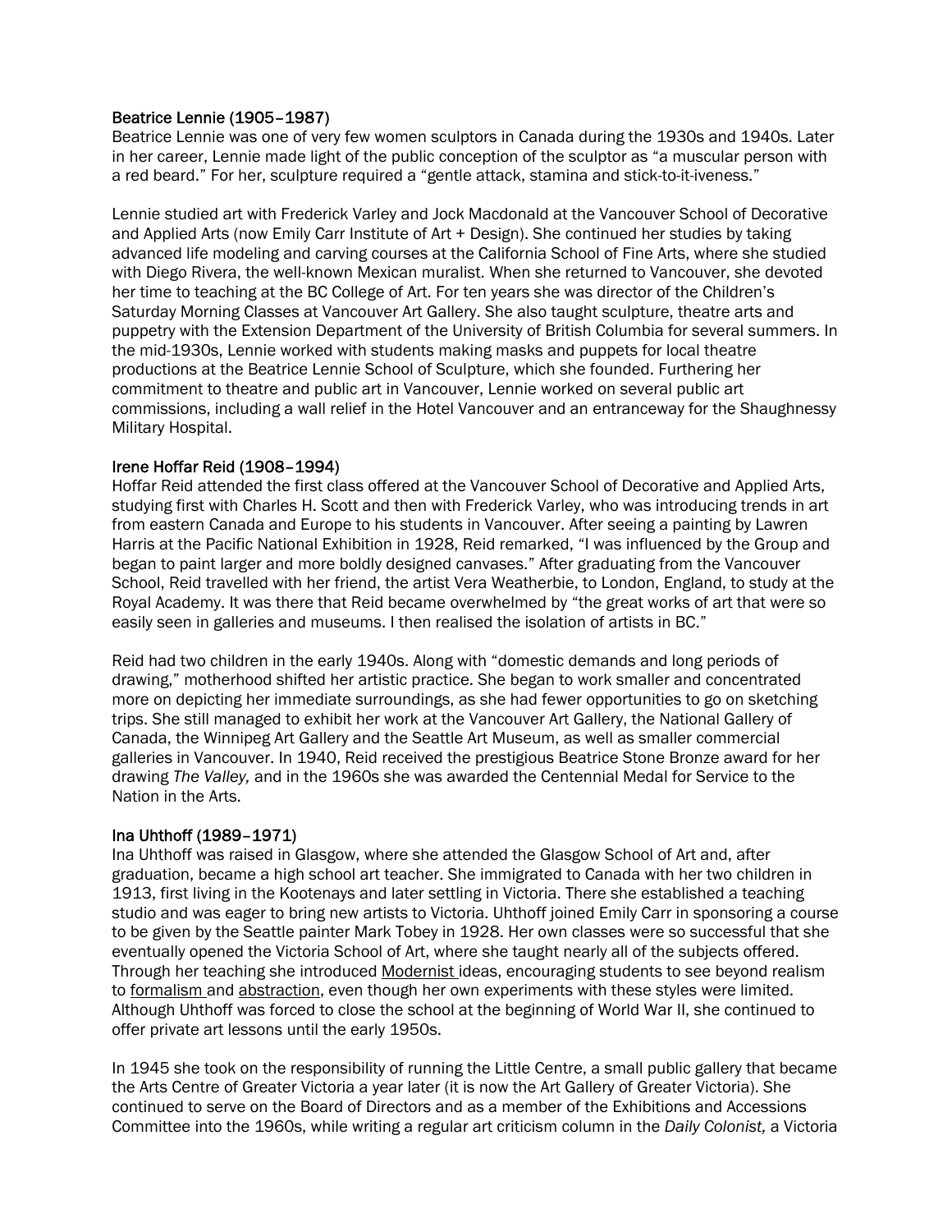### Beatrice Lennie (1905–1987)

Beatrice Lennie was one of very few women sculptors in Canada during the 1930s and 1940s. Later in her career, Lennie made light of the public conception of the sculptor as "a muscular person with a red beard." For her, sculpture required a "gentle attack, stamina and stick-to-it-iveness."

Lennie studied art with Frederick Varley and Jock Macdonald at the Vancouver School of Decorative and Applied Arts (now Emily Carr Institute of Art + Design). She continued her studies by taking advanced life modeling and carving courses at the California School of Fine Arts, where she studied with Diego Rivera, the well-known Mexican muralist. When she returned to Vancouver, she devoted her time to teaching at the BC College of Art. For ten years she was director of the Children's Saturday Morning Classes at Vancouver Art Gallery. She also taught sculpture, theatre arts and puppetry with the Extension Department of the University of British Columbia for several summers. In the mid-1930s, Lennie worked with students making masks and puppets for local theatre productions at the Beatrice Lennie School of Sculpture, which she founded. Furthering her commitment to theatre and public art in Vancouver, Lennie worked on several public art commissions, including a wall relief in the Hotel Vancouver and an entranceway for the Shaughnessy Military Hospital.

### Irene Hoffar Reid (1908–1994)

Hoffar Reid attended the first class offered at the Vancouver School of Decorative and Applied Arts, studying first with Charles H. Scott and then with Frederick Varley, who was introducing trends in art from eastern Canada and Europe to his students in Vancouver. After seeing a painting by Lawren Harris at the Pacific National Exhibition in 1928, Reid remarked, "I was influenced by the Group and began to paint larger and more boldly designed canvases." After graduating from the Vancouver School, Reid travelled with her friend, the artist Vera Weatherbie, to London, England, to study at the Royal Academy. It was there that Reid became overwhelmed by "the great works of art that were so easily seen in galleries and museums. I then realised the isolation of artists in BC."

Reid had two children in the early 1940s. Along with "domestic demands and long periods of drawing," motherhood shifted her artistic practice. She began to work smaller and concentrated more on depicting her immediate surroundings, as she had fewer opportunities to go on sketching trips. She still managed to exhibit her work at the Vancouver Art Gallery, the National Gallery of Canada, the Winnipeg Art Gallery and the Seattle Art Museum, as well as smaller commercial galleries in Vancouver. In 1940, Reid received the prestigious Beatrice Stone Bronze award for her drawing *The Valley,* and in the 1960s she was awarded the Centennial Medal for Service to the Nation in the Arts.

### Ina Uhthoff (1989–1971)

Ina Uhthoff was raised in Glasgow, where she attended the Glasgow School of Art and, after graduation, became a high school art teacher. She immigrated to Canada with her two children in 1913, first living in the Kootenays and later settling in Victoria. There she established a teaching studio and was eager to bring new artists to Victoria. Uhthoff joined Emily Carr in sponsoring a course to be given by the Seattle painter Mark Tobey in 1928. Her own classes were so successful that she eventually opened the Victoria School of Art, where she taught nearly all of the subjects offered. Through her teaching she introduced Modernist ideas, encouraging students to see beyond realism to formalism and abstraction, even though her own experiments with these styles were limited. Although Uhthoff was forced to close the school at the beginning of World War II, she continued to offer private art lessons until the early 1950s.

In 1945 she took on the responsibility of running the Little Centre, a small public gallery that became the Arts Centre of Greater Victoria a year later (it is now the Art Gallery of Greater Victoria). She continued to serve on the Board of Directors and as a member of the Exhibitions and Accessions Committee into the 1960s, while writing a regular art criticism column in the *Daily Colonist,* a Victoria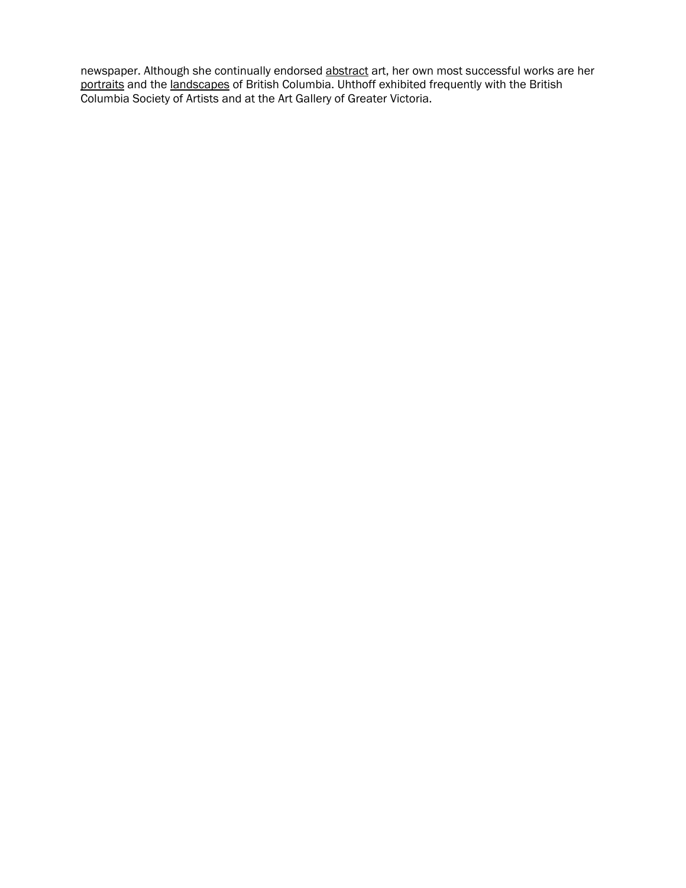newspaper. Although she continually endorsed abstract art, her own most successful works are her portraits and the landscapes of British Columbia. Uhthoff exhibited frequently with the British Columbia Society of Artists and at the Art Gallery of Greater Victoria.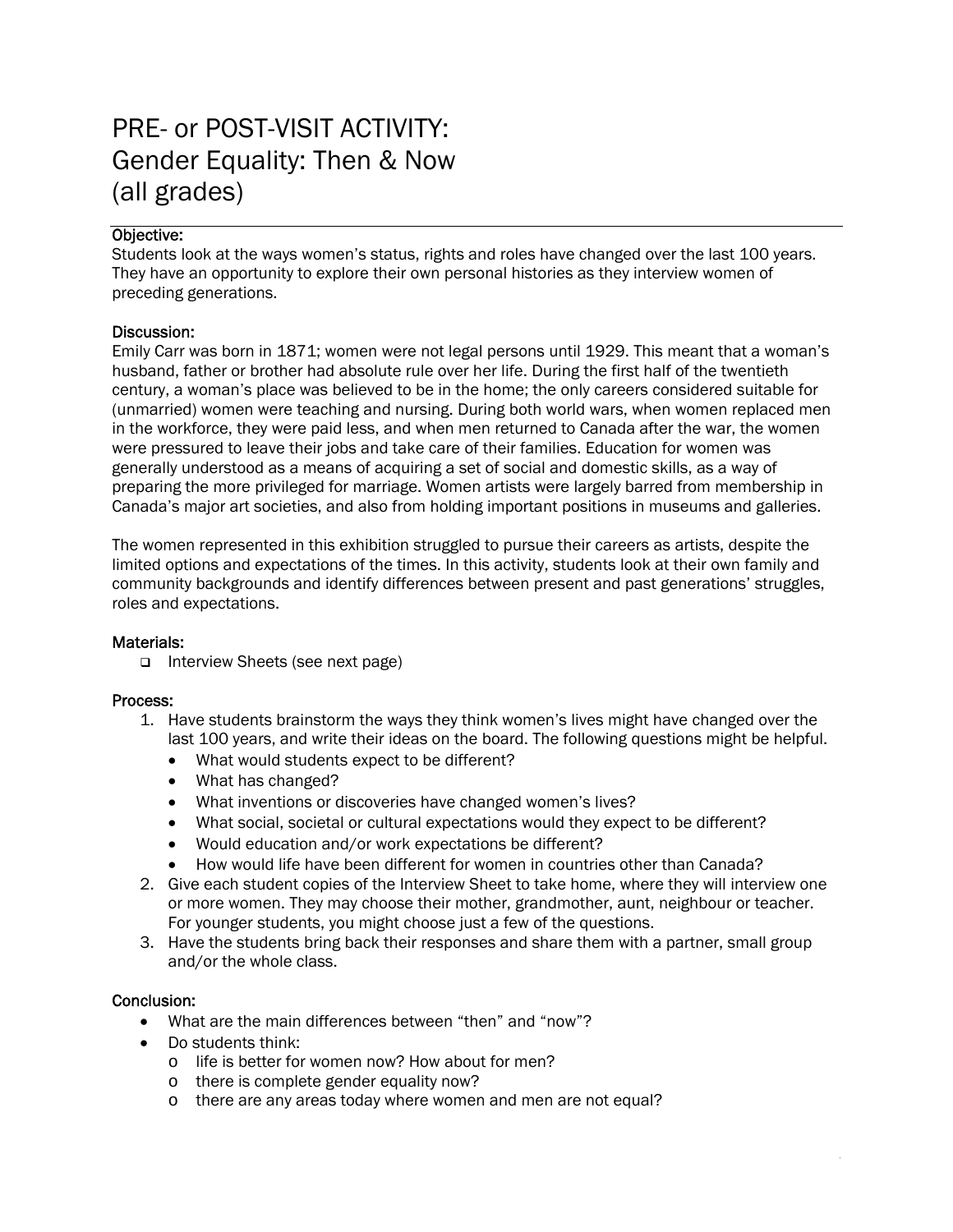# PRE- or POST-VISIT ACTIVITY: Gender Equality: Then & Now (all grades)

### Objective:

Students look at the ways women's status, rights and roles have changed over the last 100 years. They have an opportunity to explore their own personal histories as they interview women of preceding generations.

### Discussion:

Emily Carr was born in 1871; women were not legal persons until 1929. This meant that a woman's husband, father or brother had absolute rule over her life. During the first half of the twentieth century, a woman's place was believed to be in the home; the only careers considered suitable for (unmarried) women were teaching and nursing. During both world wars, when women replaced men in the workforce, they were paid less, and when men returned to Canada after the war, the women were pressured to leave their jobs and take care of their families. Education for women was generally understood as a means of acquiring a set of social and domestic skills, as a way of preparing the more privileged for marriage. Women artists were largely barred from membership in Canada's major art societies, and also from holding important positions in museums and galleries.

The women represented in this exhibition struggled to pursue their careers as artists, despite the limited options and expectations of the times. In this activity, students look at their own family and community backgrounds and identify differences between present and past generations' struggles, roles and expectations.

### Materials:

- ❑ Interview Sheets (see next page)

### Process:

1. Have students brainstorm the ways they think women's lives might have changed over the last 100 years, and write their ideas on the board. The following questions might be helpful.
   - What would students expect to be different?
   - What has changed?
   - What inventions or discoveries have changed women's lives?
   - What social, societal or cultural expectations would they expect to be different?
   - Would education and/or work expectations be different?
   - How would life have been different for women in countries other than Canada?
2. Give each student copies of the Interview Sheet to take home, where they will interview one or more women. They may choose their mother, grandmother, aunt, neighbour or teacher. For younger students, you might choose just a few of the questions.
3. Have the students bring back their responses and share them with a partner, small group and/or the whole class.

### Conclusion:

- What are the main differences between "then" and "now"?
- Do students think:
  - life is better for women now? How about for men?
  - there is complete gender equality now?
  - there are any areas today where women and men are not equal?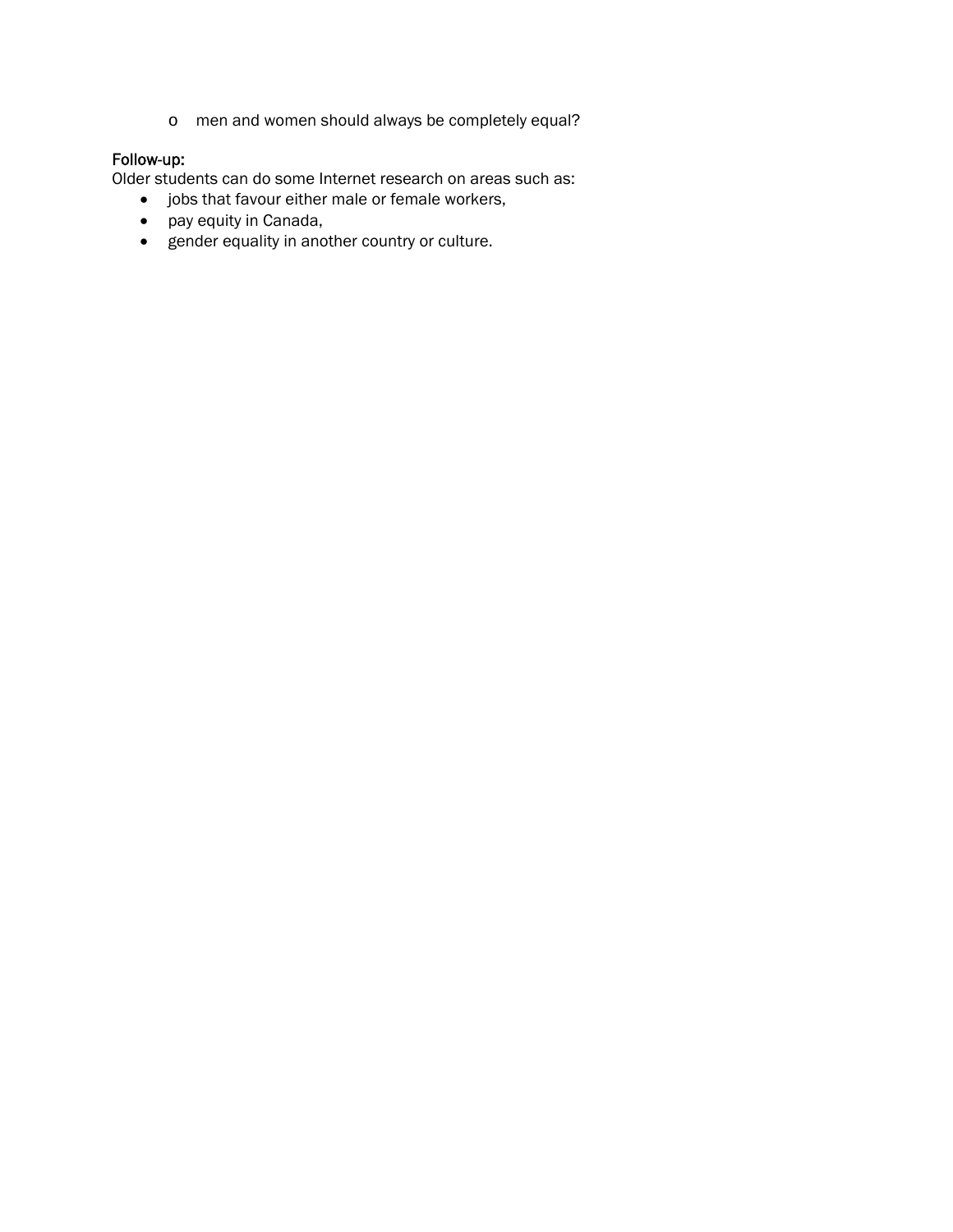- men and women should always be completely equal?

Follow-up:
Older students can do some Internet research on areas such as:

- jobs that favour either male or female workers,
- pay equity in Canada,
- gender equality in another country or culture.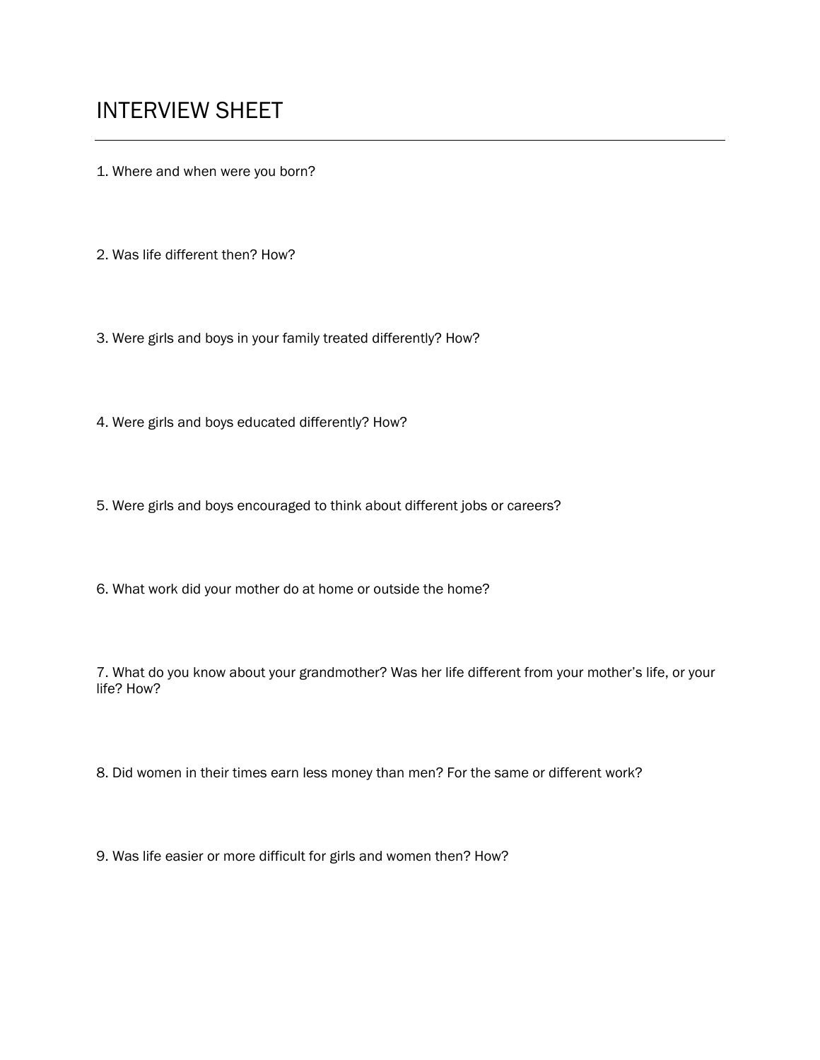# INTERVIEW SHEET

---

1. Where and when were you born?

2. Was life different then? How?

3. Were girls and boys in your family treated differently? How?

4. Were girls and boys educated differently? How?

5. Were girls and boys encouraged to think about different jobs or careers?

6. What work did your mother do at home or outside the home?

7. What do you know about your grandmother? Was her life different from your mother's life, or your life? How?

8. Did women in their times earn less money than men? For the same or different work?

9. Was life easier or more difficult for girls and women then? How?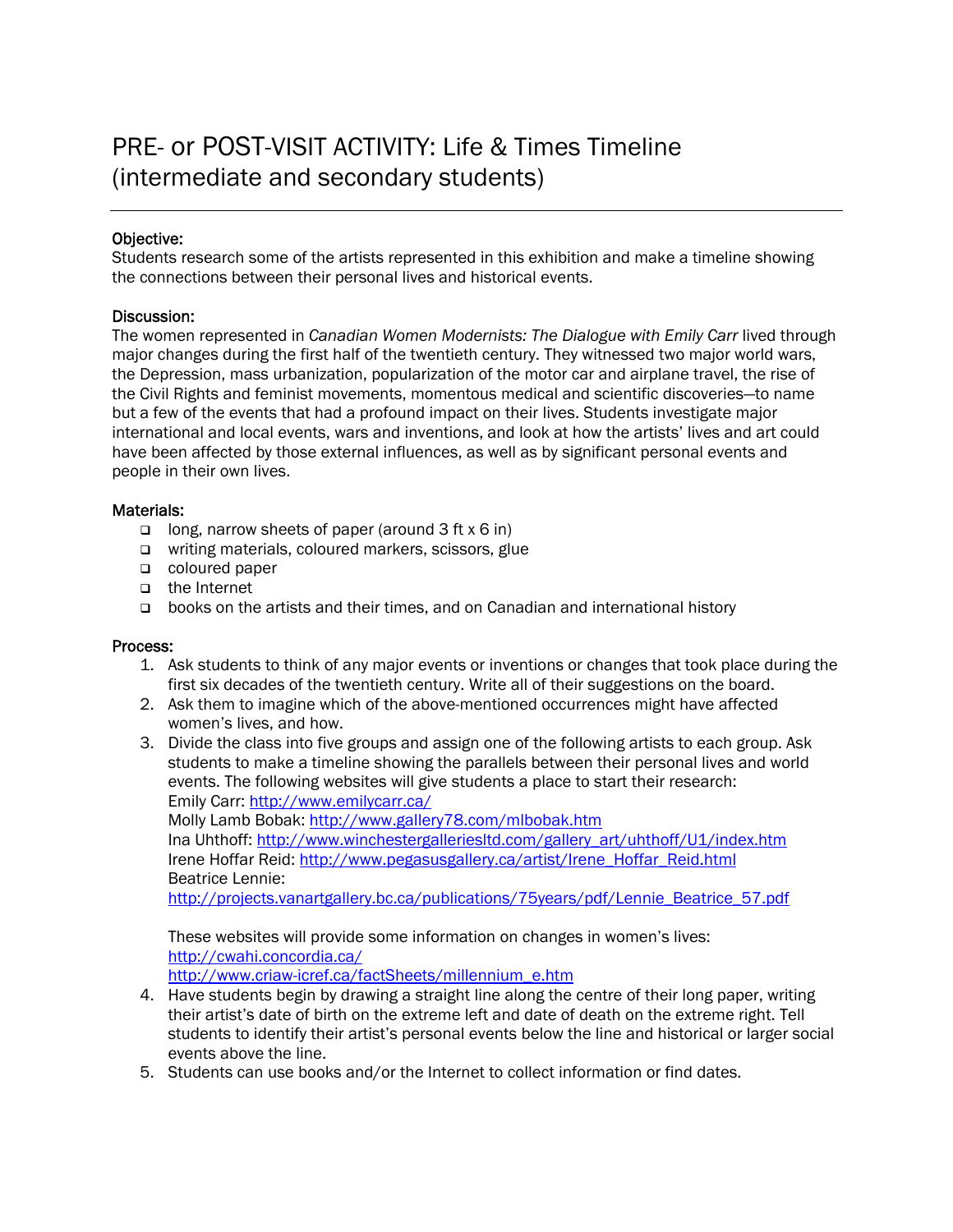# PRE- or POST-VISIT ACTIVITY: Life & Times Timeline (intermediate and secondary students)

---

**Objective:**
Students research some of the artists represented in this exhibition and make a timeline showing the connections between their personal lives and historical events.

**Discussion:**
The women represented in *Canadian Women Modernists: The Dialogue with Emily Carr* lived through major changes during the first half of the twentieth century. They witnessed two major world wars, the Depression, mass urbanization, popularization of the motor car and airplane travel, the rise of the Civil Rights and feminist movements, momentous medical and scientific discoveries—to name but a few of the events that had a profound impact on their lives. Students investigate major international and local events, wars and inventions, and look at how the artists' lives and art could have been affected by those external influences, as well as by significant personal events and people in their own lives.

**Materials:**

- long, narrow sheets of paper (around 3 ft x 6 in)
- writing materials, coloured markers, scissors, glue
- coloured paper
- the Internet
- books on the artists and their times, and on Canadian and international history

**Process:**

1. Ask students to think of any major events or inventions or changes that took place during the first six decades of the twentieth century. Write all of their suggestions on the board.
2. Ask them to imagine which of the above-mentioned occurrences might have affected women's lives, and how.
3. Divide the class into five groups and assign one of the following artists to each group. Ask students to make a timeline showing the parallels between their personal lives and world events. The following websites will give students a place to start their research:
   Emily Carr: http://www.emilycarr.ca/
   Molly Lamb Bobak: http://www.gallery78.com/mlbobak.htm
   Ina Uhthoff: http://www.winchestergalleriesltd.com/gallery_art/uhthoff/U1/index.htm
   Irene Hoffar Reid: http://www.pegasusgallery.ca/artist/Irene_Hoffar_Reid.html
   Beatrice Lennie:
   http://projects.vanartgallery.bc.ca/publications/75years/pdf/Lennie_Beatrice_57.pdf

   These websites will provide some information on changes in women's lives:
   http://cwahi.concordia.ca/
   http://www.criaw-icref.ca/factSheets/millennium_e.htm
4. Have students begin by drawing a straight line along the centre of their long paper, writing their artist's date of birth on the extreme left and date of death on the extreme right. Tell students to identify their artist's personal events below the line and historical or larger social events above the line.
5. Students can use books and/or the Internet to collect information or find dates.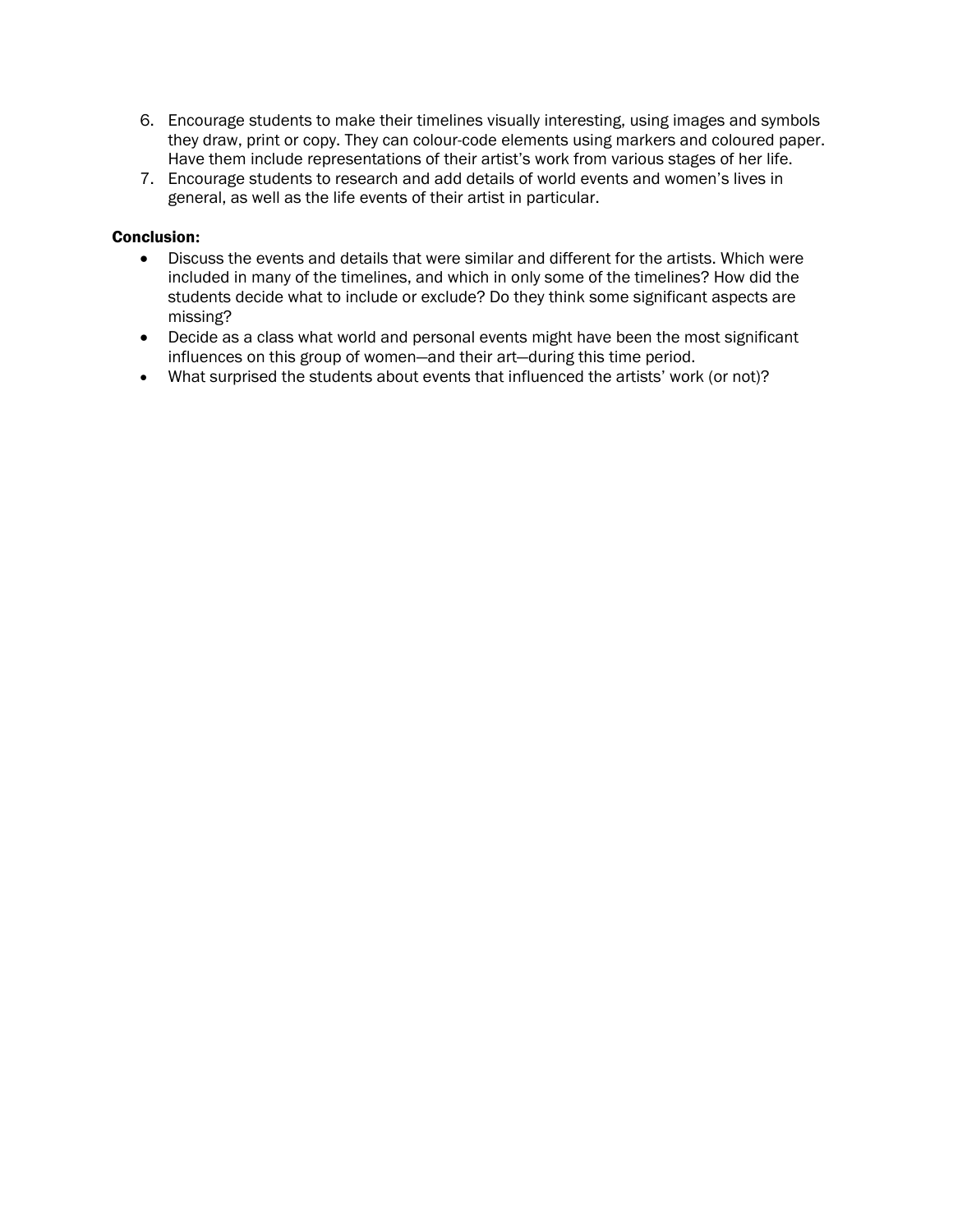6. Encourage students to make their timelines visually interesting, using images and symbols they draw, print or copy. They can colour-code elements using markers and coloured paper. Have them include representations of their artist's work from various stages of her life.
7. Encourage students to research and add details of world events and women's lives in general, as well as the life events of their artist in particular.

**Conclusion:**

- Discuss the events and details that were similar and different for the artists. Which were included in many of the timelines, and which in only some of the timelines? How did the students decide what to include or exclude? Do they think some significant aspects are missing?
- Decide as a class what world and personal events might have been the most significant influences on this group of women—and their art—during this time period.
- What surprised the students about events that influenced the artists' work (or not)?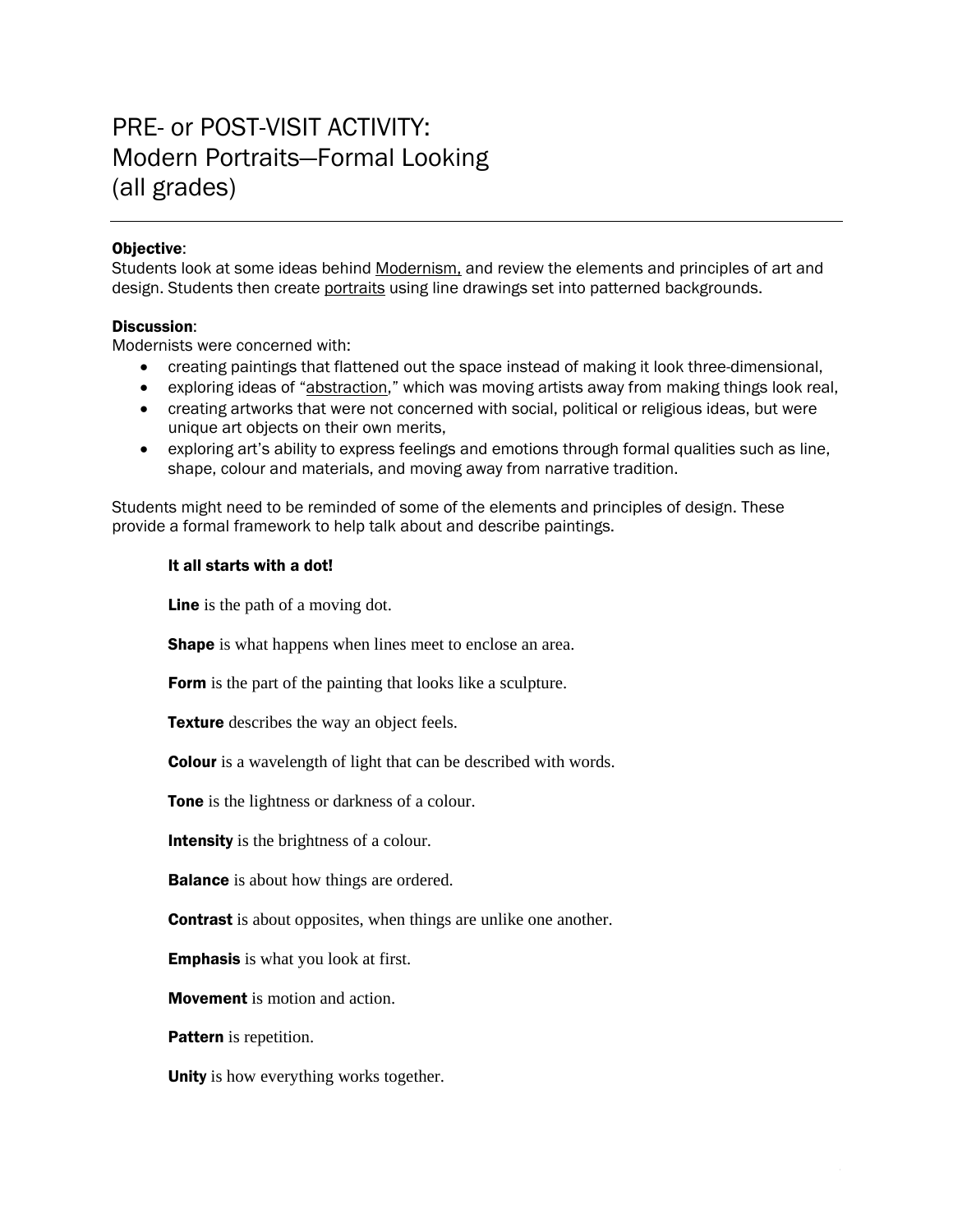# PRE- or POST-VISIT ACTIVITY: Modern Portraits—Formal Looking (all grades)

**Objective**:
Students look at some ideas behind Modernism, and review the elements and principles of art and design. Students then create portraits using line drawings set into patterned backgrounds.

**Discussion**:
Modernists were concerned with:

- creating paintings that flattened out the space instead of making it look three-dimensional,
- exploring ideas of "abstraction," which was moving artists away from making things look real,
- creating artworks that were not concerned with social, political or religious ideas, but were unique art objects on their own merits,
- exploring art's ability to express feelings and emotions through formal qualities such as line, shape, colour and materials, and moving away from narrative tradition.

Students might need to be reminded of some of the elements and principles of design. These provide a formal framework to help talk about and describe paintings.

**It all starts with a dot!**

**Line** is the path of a moving dot.

**Shape** is what happens when lines meet to enclose an area.

**Form** is the part of the painting that looks like a sculpture.

**Texture** describes the way an object feels.

**Colour** is a wavelength of light that can be described with words.

**Tone** is the lightness or darkness of a colour.

**Intensity** is the brightness of a colour.

**Balance** is about how things are ordered.

**Contrast** is about opposites, when things are unlike one another.

**Emphasis** is what you look at first.

**Movement** is motion and action.

**Pattern** is repetition.

**Unity** is how everything works together.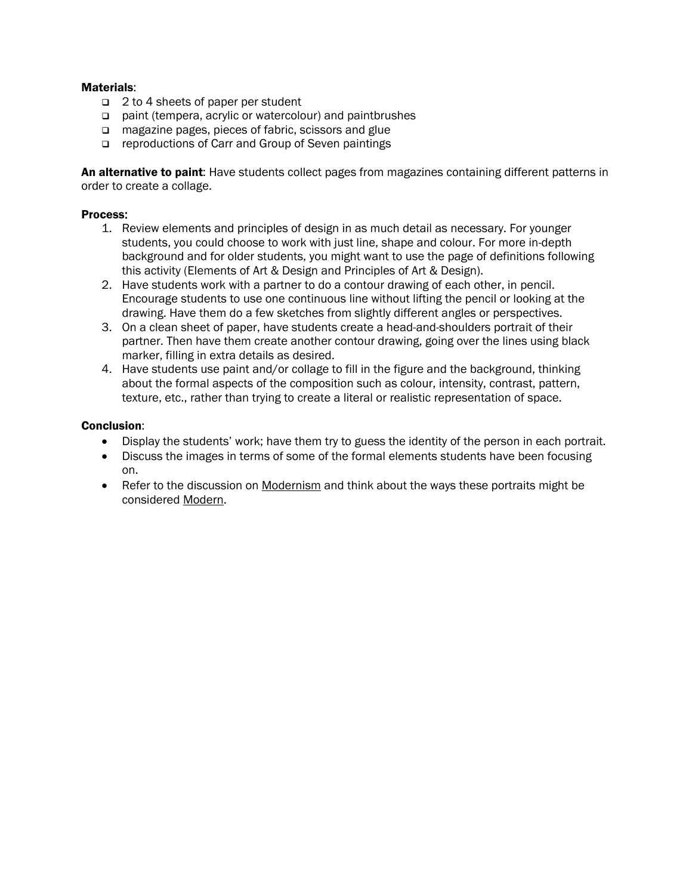**Materials**:

- 2 to 4 sheets of paper per student
- paint (tempera, acrylic or watercolour) and paintbrushes
- magazine pages, pieces of fabric, scissors and glue
- reproductions of Carr and Group of Seven paintings

**An alternative to paint**: Have students collect pages from magazines containing different patterns in order to create a collage.

**Process:**

1. Review elements and principles of design in as much detail as necessary. For younger students, you could choose to work with just line, shape and colour. For more in-depth background and for older students, you might want to use the page of definitions following this activity (Elements of Art & Design and Principles of Art & Design).
2. Have students work with a partner to do a contour drawing of each other, in pencil. Encourage students to use one continuous line without lifting the pencil or looking at the drawing. Have them do a few sketches from slightly different angles or perspectives.
3. On a clean sheet of paper, have students create a head-and-shoulders portrait of their partner. Then have them create another contour drawing, going over the lines using black marker, filling in extra details as desired.
4. Have students use paint and/or collage to fill in the figure and the background, thinking about the formal aspects of the composition such as colour, intensity, contrast, pattern, texture, etc., rather than trying to create a literal or realistic representation of space.

**Conclusion**:

- Display the students' work; have them try to guess the identity of the person in each portrait.
- Discuss the images in terms of some of the formal elements students have been focusing on.
- Refer to the discussion on Modernism and think about the ways these portraits might be considered Modern.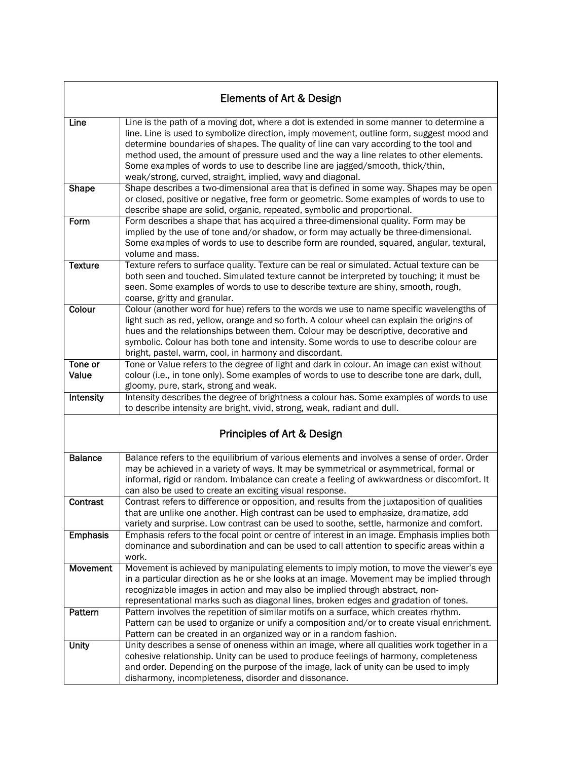| Elements of Art & Design | |
|---|---|
| Line | Line is the path of a moving dot, where a dot is extended in some manner to determine a line. Line is used to symbolize direction, imply movement, outline form, suggest mood and determine boundaries of shapes. The quality of line can vary according to the tool and method used, the amount of pressure used and the way a line relates to other elements. Some examples of words to use to describe line are jagged/smooth, thick/thin, weak/strong, curved, straight, implied, wavy and diagonal. |
| Shape | Shape describes a two-dimensional area that is defined in some way. Shapes may be open or closed, positive or negative, free form or geometric. Some examples of words to use to describe shape are solid, organic, repeated, symbolic and proportional. |
| Form | Form describes a shape that has acquired a three-dimensional quality. Form may be implied by the use of tone and/or shadow, or form may actually be three-dimensional. Some examples of words to use to describe form are rounded, squared, angular, textural, volume and mass. |
| Texture | Texture refers to surface quality. Texture can be real or simulated. Actual texture can be both seen and touched. Simulated texture cannot be interpreted by touching; it must be seen. Some examples of words to use to describe texture are shiny, smooth, rough, coarse, gritty and granular. |
| Colour | Colour (another word for hue) refers to the words we use to name specific wavelengths of light such as red, yellow, orange and so forth. A colour wheel can explain the origins of hues and the relationships between them. Colour may be descriptive, decorative and symbolic. Colour has both tone and intensity. Some words to use to describe colour are bright, pastel, warm, cool, in harmony and discordant. |
| Tone or Value | Tone or Value refers to the degree of light and dark in colour. An image can exist without colour (i.e., in tone only). Some examples of words to use to describe tone are dark, dull, gloomy, pure, stark, strong and weak. |
| Intensity | Intensity describes the degree of brightness a colour has. Some examples of words to use to describe intensity are bright, vivid, strong, weak, radiant and dull. |

| Principles of Art & Design | |
|---|---|
| Balance | Balance refers to the equilibrium of various elements and involves a sense of order. Order may be achieved in a variety of ways. It may be symmetrical or asymmetrical, formal or informal, rigid or random. Imbalance can create a feeling of awkwardness or discomfort. It can also be used to create an exciting visual response. |
| Contrast | Contrast refers to difference or opposition, and results from the juxtaposition of qualities that are unlike one another. High contrast can be used to emphasize, dramatize, add variety and surprise. Low contrast can be used to soothe, settle, harmonize and comfort. |
| Emphasis | Emphasis refers to the focal point or centre of interest in an image. Emphasis implies both dominance and subordination and can be used to call attention to specific areas within a work. |
| Movement | Movement is achieved by manipulating elements to imply motion, to move the viewer's eye in a particular direction as he or she looks at an image. Movement may be implied through recognizable images in action and may also be implied through abstract, non-representational marks such as diagonal lines, broken edges and gradation of tones. |
| Pattern | Pattern involves the repetition of similar motifs on a surface, which creates rhythm. Pattern can be used to organize or unify a composition and/or to create visual enrichment. Pattern can be created in an organized way or in a random fashion. |
| Unity | Unity describes a sense of oneness within an image, where all qualities work together in a cohesive relationship. Unity can be used to produce feelings of harmony, completeness and order. Depending on the purpose of the image, lack of unity can be used to imply disharmony, incompleteness, disorder and dissonance. |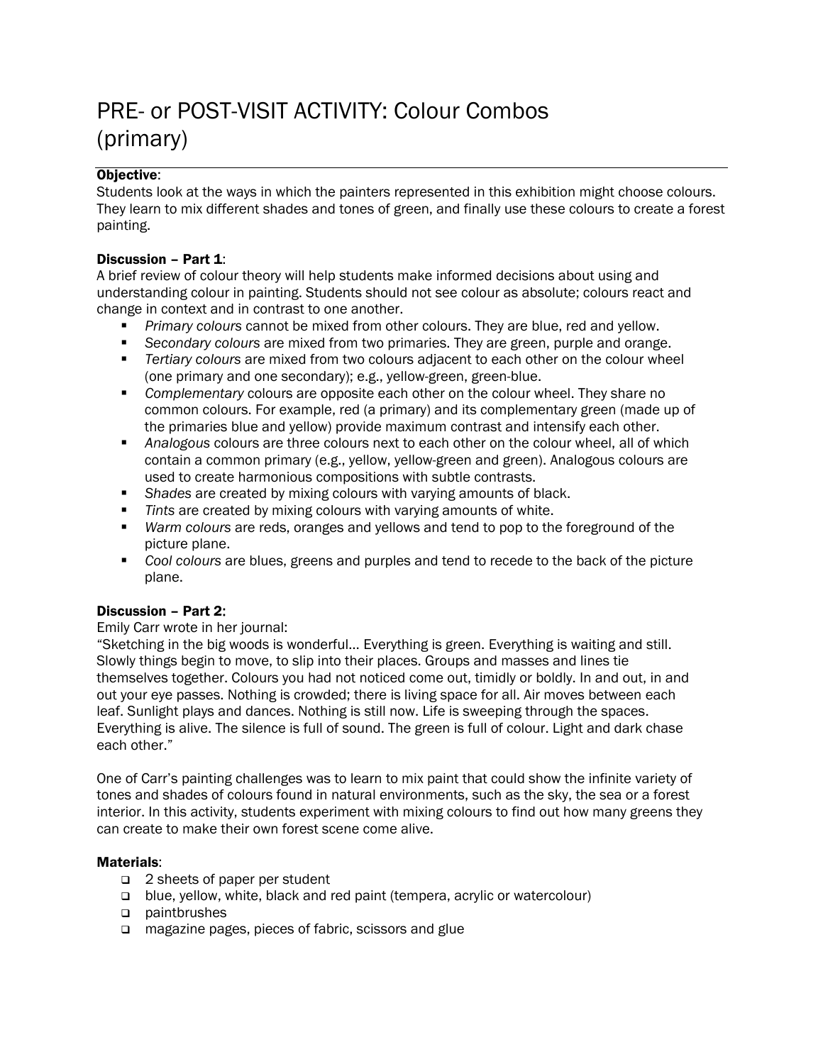# PRE- or POST-VISIT ACTIVITY: Colour Combos (primary)

**Objective**:
Students look at the ways in which the painters represented in this exhibition might choose colours. They learn to mix different shades and tones of green, and finally use these colours to create a forest painting.

**Discussion – Part 1**:
A brief review of colour theory will help students make informed decisions about using and understanding colour in painting. Students should not see colour as absolute; colours react and change in context and in contrast to one another.

- *Primary colours* cannot be mixed from other colours. They are blue, red and yellow.
- *Secondary colours* are mixed from two primaries. They are green, purple and orange.
- *Tertiary colours* are mixed from two colours adjacent to each other on the colour wheel (one primary and one secondary); e.g., yellow-green, green-blue.
- *Complementary* colours are opposite each other on the colour wheel. They share no common colours. For example, red (a primary) and its complementary green (made up of the primaries blue and yellow) provide maximum contrast and intensify each other.
- *Analogous* colours are three colours next to each other on the colour wheel, all of which contain a common primary (e.g., yellow, yellow-green and green). Analogous colours are used to create harmonious compositions with subtle contrasts.
- *Shades* are created by mixing colours with varying amounts of black.
- *Tints* are created by mixing colours with varying amounts of white.
- *Warm colours* are reds, oranges and yellows and tend to pop to the foreground of the picture plane.
- *Cool colours* are blues, greens and purples and tend to recede to the back of the picture plane.

**Discussion – Part 2**:
Emily Carr wrote in her journal:
"Sketching in the big woods is wonderful… Everything is green. Everything is waiting and still. Slowly things begin to move, to slip into their places. Groups and masses and lines tie themselves together. Colours you had not noticed come out, timidly or boldly. In and out, in and out your eye passes. Nothing is crowded; there is living space for all. Air moves between each leaf. Sunlight plays and dances. Nothing is still now. Life is sweeping through the spaces. Everything is alive. The silence is full of sound. The green is full of colour. Light and dark chase each other."

One of Carr's painting challenges was to learn to mix paint that could show the infinite variety of tones and shades of colours found in natural environments, such as the sky, the sea or a forest interior. In this activity, students experiment with mixing colours to find out how many greens they can create to make their own forest scene come alive.

**Materials**:

- 2 sheets of paper per student
- blue, yellow, white, black and red paint (tempera, acrylic or watercolour)
- paintbrushes
- magazine pages, pieces of fabric, scissors and glue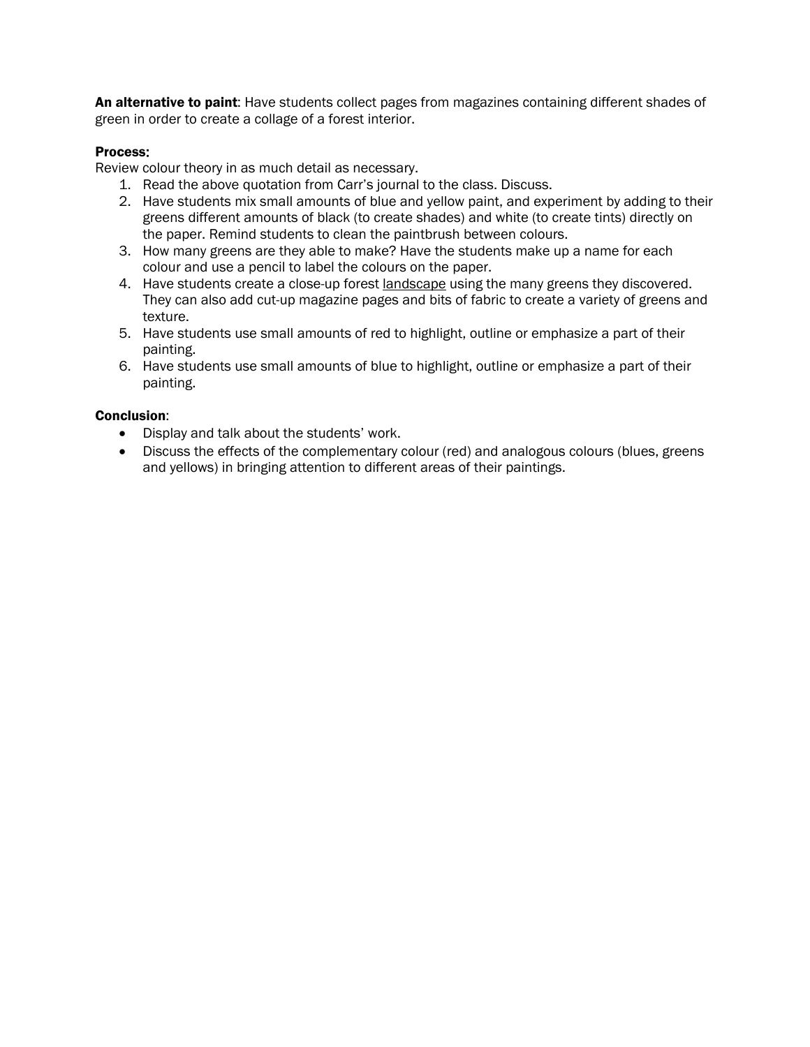**An alternative to paint**: Have students collect pages from magazines containing different shades of green in order to create a collage of a forest interior.

**Process:**

Review colour theory in as much detail as necessary.

1. Read the above quotation from Carr's journal to the class. Discuss.
2. Have students mix small amounts of blue and yellow paint, and experiment by adding to their greens different amounts of black (to create shades) and white (to create tints) directly on the paper. Remind students to clean the paintbrush between colours.
3. How many greens are they able to make? Have the students make up a name for each colour and use a pencil to label the colours on the paper.
4. Have students create a close-up forest landscape using the many greens they discovered. They can also add cut-up magazine pages and bits of fabric to create a variety of greens and texture.
5. Have students use small amounts of red to highlight, outline or emphasize a part of their painting.
6. Have students use small amounts of blue to highlight, outline or emphasize a part of their painting.

**Conclusion**:

- Display and talk about the students' work.
- Discuss the effects of the complementary colour (red) and analogous colours (blues, greens and yellows) in bringing attention to different areas of their paintings.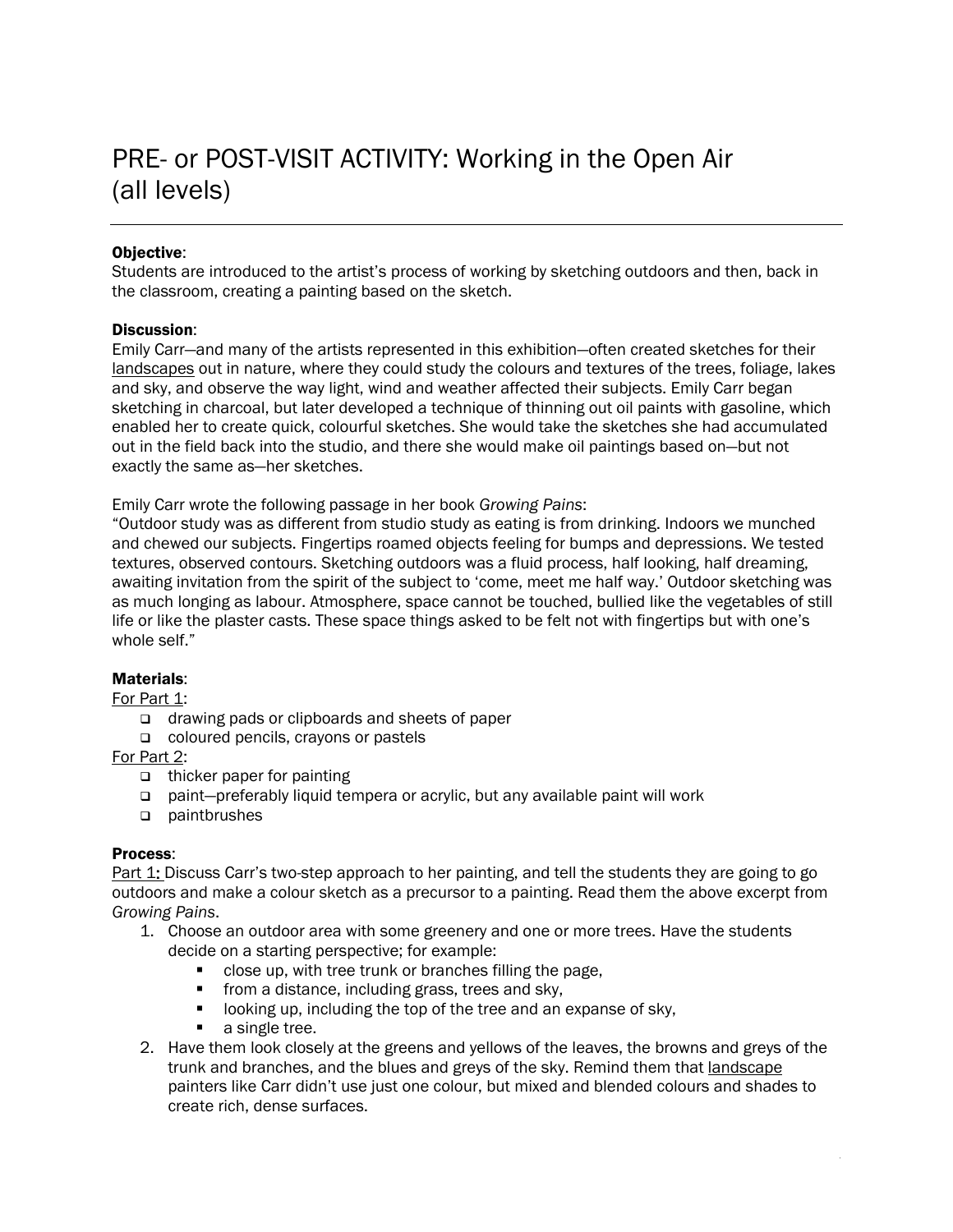# PRE- or POST-VISIT ACTIVITY: Working in the Open Air (all levels)

**Objective**:
Students are introduced to the artist's process of working by sketching outdoors and then, back in the classroom, creating a painting based on the sketch.

**Discussion**:
Emily Carr—and many of the artists represented in this exhibition—often created sketches for their landscapes out in nature, where they could study the colours and textures of the trees, foliage, lakes and sky, and observe the way light, wind and weather affected their subjects. Emily Carr began sketching in charcoal, but later developed a technique of thinning out oil paints with gasoline, which enabled her to create quick, colourful sketches. She would take the sketches she had accumulated out in the field back into the studio, and there she would make oil paintings based on—but not exactly the same as—her sketches.

Emily Carr wrote the following passage in her book *Growing Pains*:
"Outdoor study was as different from studio study as eating is from drinking. Indoors we munched and chewed our subjects. Fingertips roamed objects feeling for bumps and depressions. We tested textures, observed contours. Sketching outdoors was a fluid process, half looking, half dreaming, awaiting invitation from the spirit of the subject to 'come, meet me half way.' Outdoor sketching was as much longing as labour. Atmosphere, space cannot be touched, bullied like the vegetables of still life or like the plaster casts. These space things asked to be felt not with fingertips but with one's whole self."

**Materials**:
For Part 1:

- drawing pads or clipboards and sheets of paper
- coloured pencils, crayons or pastels

For Part 2:

- thicker paper for painting
- paint—preferably liquid tempera or acrylic, but any available paint will work
- paintbrushes

**Process**:
Part 1: Discuss Carr's two-step approach to her painting, and tell the students they are going to go outdoors and make a colour sketch as a precursor to a painting. Read them the above excerpt from *Growing Pains*.

1. Choose an outdoor area with some greenery and one or more trees. Have the students decide on a starting perspective; for example:
   - close up, with tree trunk or branches filling the page,
   - from a distance, including grass, trees and sky,
   - looking up, including the top of the tree and an expanse of sky,
   - a single tree.
2. Have them look closely at the greens and yellows of the leaves, the browns and greys of the trunk and branches, and the blues and greys of the sky. Remind them that landscape painters like Carr didn't use just one colour, but mixed and blended colours and shades to create rich, dense surfaces.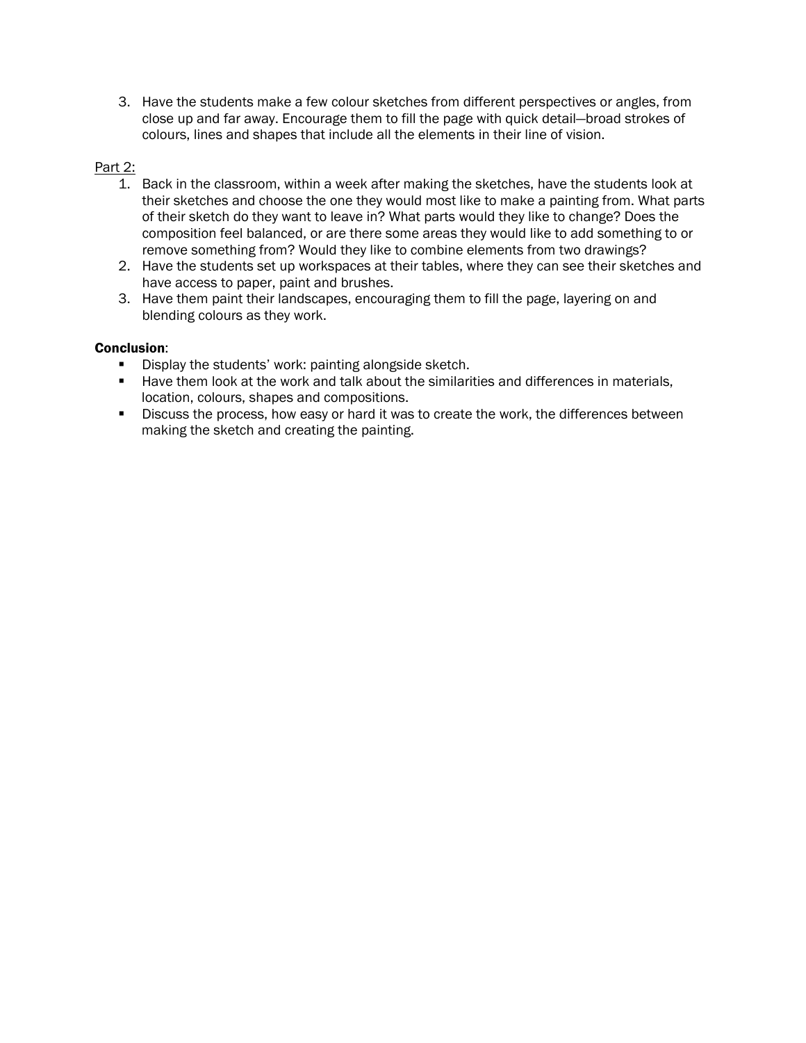3. Have the students make a few colour sketches from different perspectives or angles, from close up and far away. Encourage them to fill the page with quick detail—broad strokes of colours, lines and shapes that include all the elements in their line of vision.

Part 2:

1. Back in the classroom, within a week after making the sketches, have the students look at their sketches and choose the one they would most like to make a painting from. What parts of their sketch do they want to leave in? What parts would they like to change? Does the composition feel balanced, or are there some areas they would like to add something to or remove something from? Would they like to combine elements from two drawings?
2. Have the students set up workspaces at their tables, where they can see their sketches and have access to paper, paint and brushes.
3. Have them paint their landscapes, encouraging them to fill the page, layering on and blending colours as they work.

**Conclusion**:

- Display the students' work: painting alongside sketch.
- Have them look at the work and talk about the similarities and differences in materials, location, colours, shapes and compositions.
- Discuss the process, how easy or hard it was to create the work, the differences between making the sketch and creating the painting.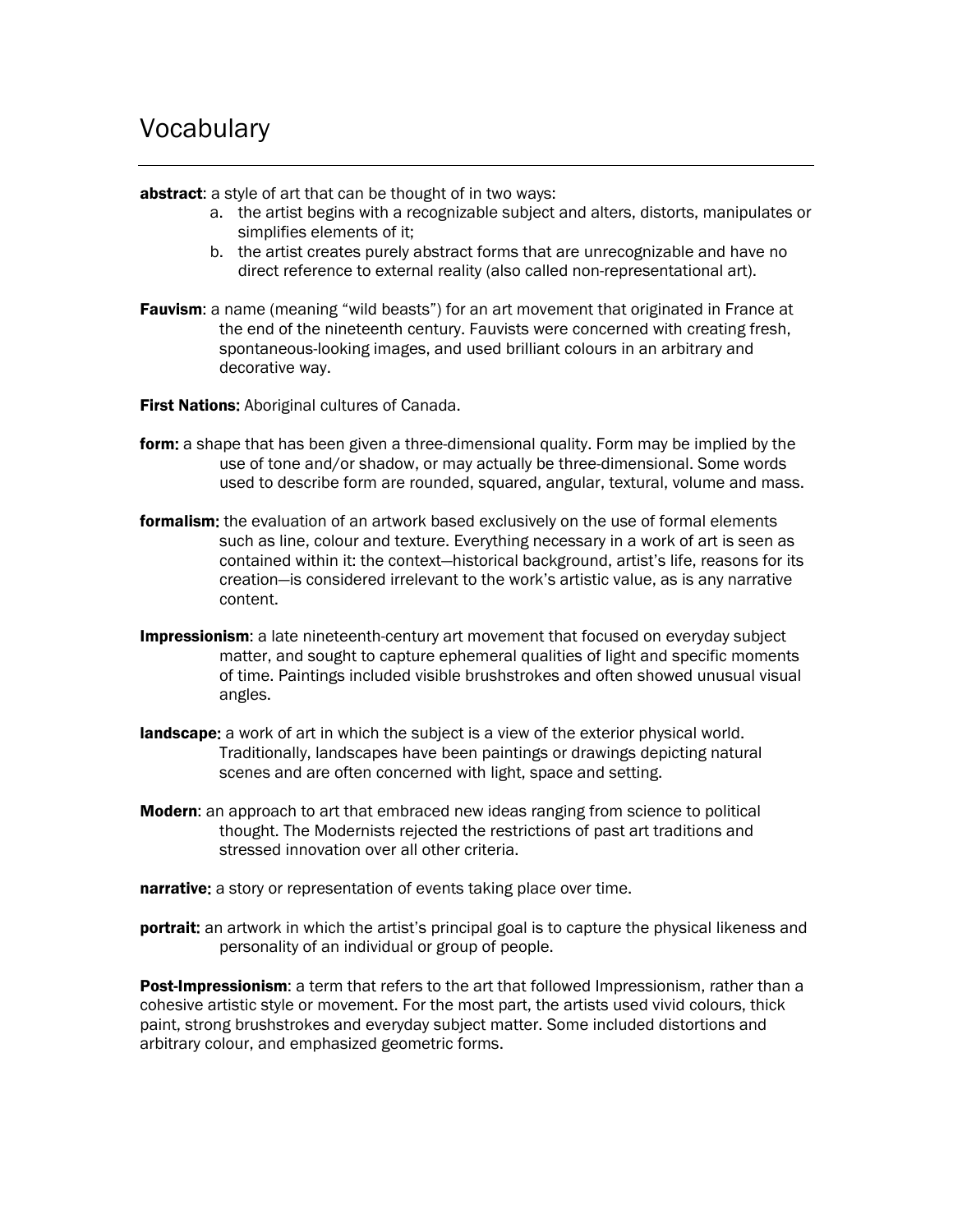# Vocabulary

**abstract**: a style of art that can be thought of in two ways:

a. the artist begins with a recognizable subject and alters, distorts, manipulates or simplifies elements of it;
b. the artist creates purely abstract forms that are unrecognizable and have no direct reference to external reality (also called non-representational art).

**Fauvism**: a name (meaning "wild beasts") for an art movement that originated in France at the end of the nineteenth century. Fauvists were concerned with creating fresh, spontaneous-looking images, and used brilliant colours in an arbitrary and decorative way.

**First Nations**: Aboriginal cultures of Canada.

**form**: a shape that has been given a three-dimensional quality. Form may be implied by the use of tone and/or shadow, or may actually be three-dimensional. Some words used to describe form are rounded, squared, angular, textural, volume and mass.

**formalism**: the evaluation of an artwork based exclusively on the use of formal elements such as line, colour and texture. Everything necessary in a work of art is seen as contained within it: the context—historical background, artist's life, reasons for its creation—is considered irrelevant to the work's artistic value, as is any narrative content.

**Impressionism**: a late nineteenth-century art movement that focused on everyday subject matter, and sought to capture ephemeral qualities of light and specific moments of time. Paintings included visible brushstrokes and often showed unusual visual angles.

**landscape**: a work of art in which the subject is a view of the exterior physical world. Traditionally, landscapes have been paintings or drawings depicting natural scenes and are often concerned with light, space and setting.

**Modern**: an approach to art that embraced new ideas ranging from science to political thought. The Modernists rejected the restrictions of past art traditions and stressed innovation over all other criteria.

**narrative**: a story or representation of events taking place over time.

**portrait**: an artwork in which the artist's principal goal is to capture the physical likeness and personality of an individual or group of people.

**Post-Impressionism**: a term that refers to the art that followed Impressionism, rather than a cohesive artistic style or movement. For the most part, the artists used vivid colours, thick paint, strong brushstrokes and everyday subject matter. Some included distortions and arbitrary colour, and emphasized geometric forms.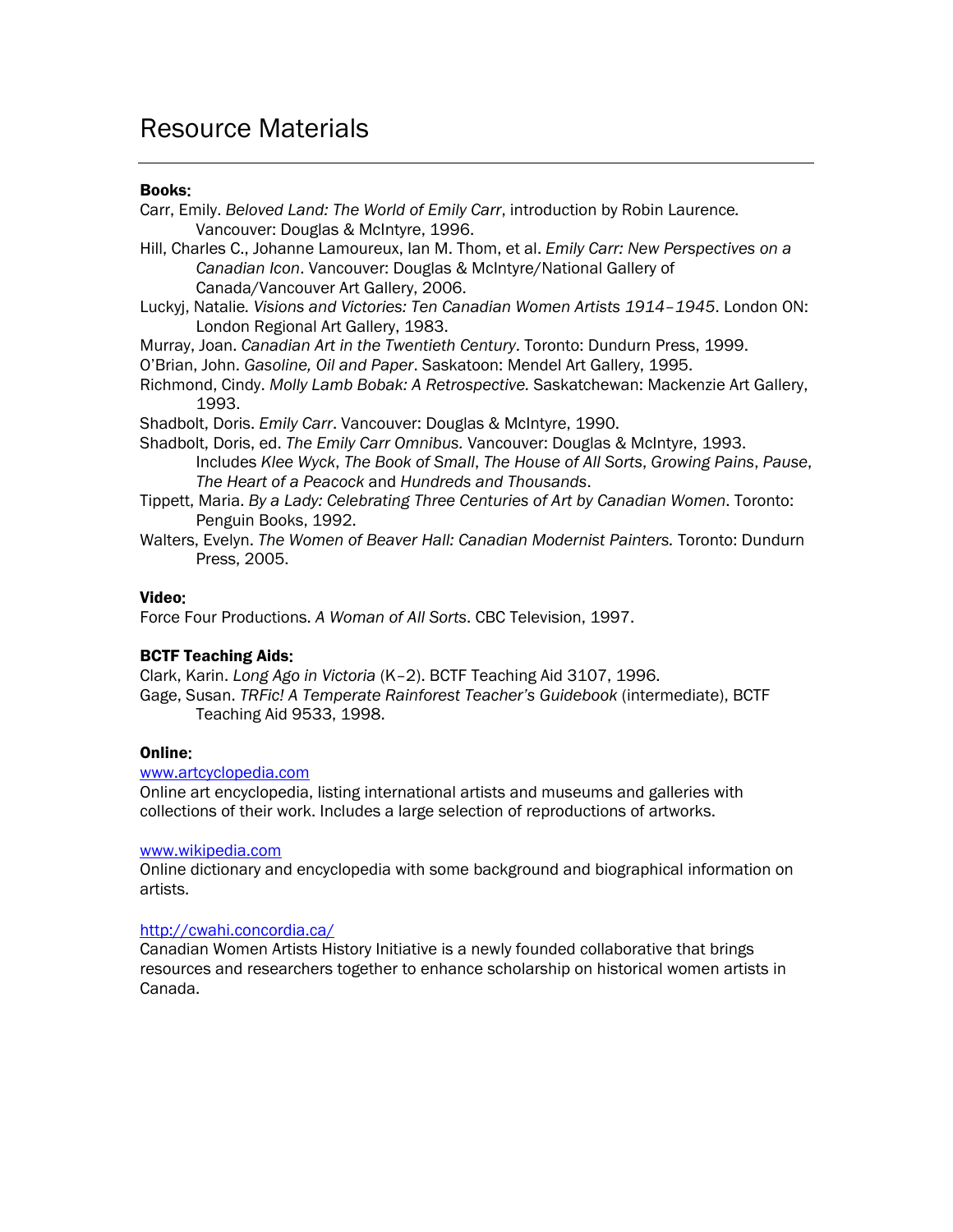# Resource Materials

**Books:**

Carr, Emily. *Beloved Land: The World of Emily Carr*, introduction by Robin Laurence. Vancouver: Douglas & McIntyre, 1996.

Hill, Charles C., Johanne Lamoureux, Ian M. Thom, et al. *Emily Carr: New Perspectives on a Canadian Icon*. Vancouver: Douglas & McIntyre/National Gallery of Canada/Vancouver Art Gallery, 2006.

Luckyj, Natalie. *Visions and Victories: Ten Canadian Women Artists 1914–1945*. London ON: London Regional Art Gallery, 1983.

Murray, Joan. *Canadian Art in the Twentieth Century*. Toronto: Dundurn Press, 1999.

O'Brian, John. *Gasoline, Oil and Paper*. Saskatoon: Mendel Art Gallery, 1995.

Richmond, Cindy. *Molly Lamb Bobak: A Retrospective.* Saskatchewan: Mackenzie Art Gallery, 1993.

Shadbolt, Doris. *Emily Carr*. Vancouver: Douglas & McIntyre, 1990.

Shadbolt, Doris, ed. *The Emily Carr Omnibus.* Vancouver: Douglas & McIntyre, 1993. Includes *Klee Wyck*, *The Book of Small*, *The House of All Sorts*, *Growing Pains*, *Pause*, *The Heart of a Peacock* and *Hundreds and Thousands*.

Tippett, Maria. *By a Lady: Celebrating Three Centuries of Art by Canadian Women*. Toronto: Penguin Books, 1992.

Walters, Evelyn. *The Women of Beaver Hall: Canadian Modernist Painters.* Toronto: Dundurn Press, 2005.

**Video:**

Force Four Productions. *A Woman of All Sorts*. CBC Television, 1997.

**BCTF Teaching Aids:**

Clark, Karin. *Long Ago in Victoria* (K–2). BCTF Teaching Aid 3107, 1996.

Gage, Susan. *TRFic! A Temperate Rainforest Teacher's Guidebook* (intermediate), BCTF Teaching Aid 9533, 1998.

**Online:**

www.artcyclopedia.com

Online art encyclopedia, listing international artists and museums and galleries with collections of their work. Includes a large selection of reproductions of artworks.

www.wikipedia.com

Online dictionary and encyclopedia with some background and biographical information on artists.

http://cwahi.concordia.ca/

Canadian Women Artists History Initiative is a newly founded collaborative that brings resources and researchers together to enhance scholarship on historical women artists in Canada.